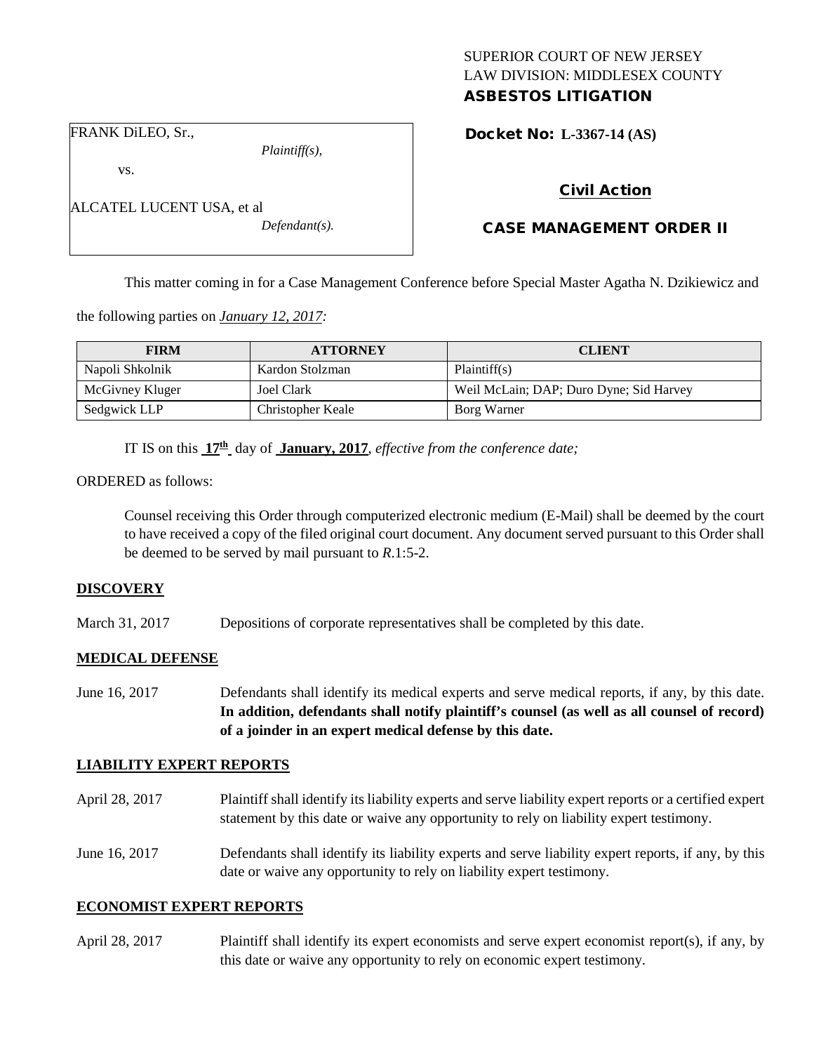SUPERIOR COURT OF NEW JERSEY
LAW DIVISION: MIDDLESEX COUNTY
**ASBESTOS LITIGATION**

FRANK DiLEO, Sr.,
*Plaintiff(s),*

vs.

ALCATEL LUCENT USA, et al
*Defendant(s).*

**Docket No: L-3367-14 (AS)**

**Civil Action**

**CASE MANAGEMENT ORDER II**

This matter coming in for a Case Management Conference before Special Master Agatha N. Dzikiewicz and the following parties on *January 12, 2017:*

| FIRM | ATTORNEY | CLIENT |
|---|---|---|
| Napoli Shkolnik | Kardon Stolzman | Plaintiff(s) |
| McGivney Kluger | Joel Clark | Weil McLain; DAP; Duro Dyne; Sid Harvey |
| Sedgwick LLP | Christopher Keale | Borg Warner |

IT IS on this **17th** day of **January, 2017**, *effective from the conference date;*

ORDERED as follows:

Counsel receiving this Order through computerized electronic medium (E-Mail) shall be deemed by the court to have received a copy of the filed original court document. Any document served pursuant to this Order shall be deemed to be served by mail pursuant to *R*.1:5-2.

**DISCOVERY**

March 31, 2017 Depositions of corporate representatives shall be completed by this date.

**MEDICAL DEFENSE**

June 16, 2017 Defendants shall identify its medical experts and serve medical reports, if any, by this date. **In addition, defendants shall notify plaintiff's counsel (as well as all counsel of record) of a joinder in an expert medical defense by this date.**

**LIABILITY EXPERT REPORTS**

April 28, 2017 Plaintiff shall identify its liability experts and serve liability expert reports or a certified expert statement by this date or waive any opportunity to rely on liability expert testimony.

June 16, 2017 Defendants shall identify its liability experts and serve liability expert reports, if any, by this date or waive any opportunity to rely on liability expert testimony.

**ECONOMIST EXPERT REPORTS**

April 28, 2017 Plaintiff shall identify its expert economists and serve expert economist report(s), if any, by this date or waive any opportunity to rely on economic expert testimony.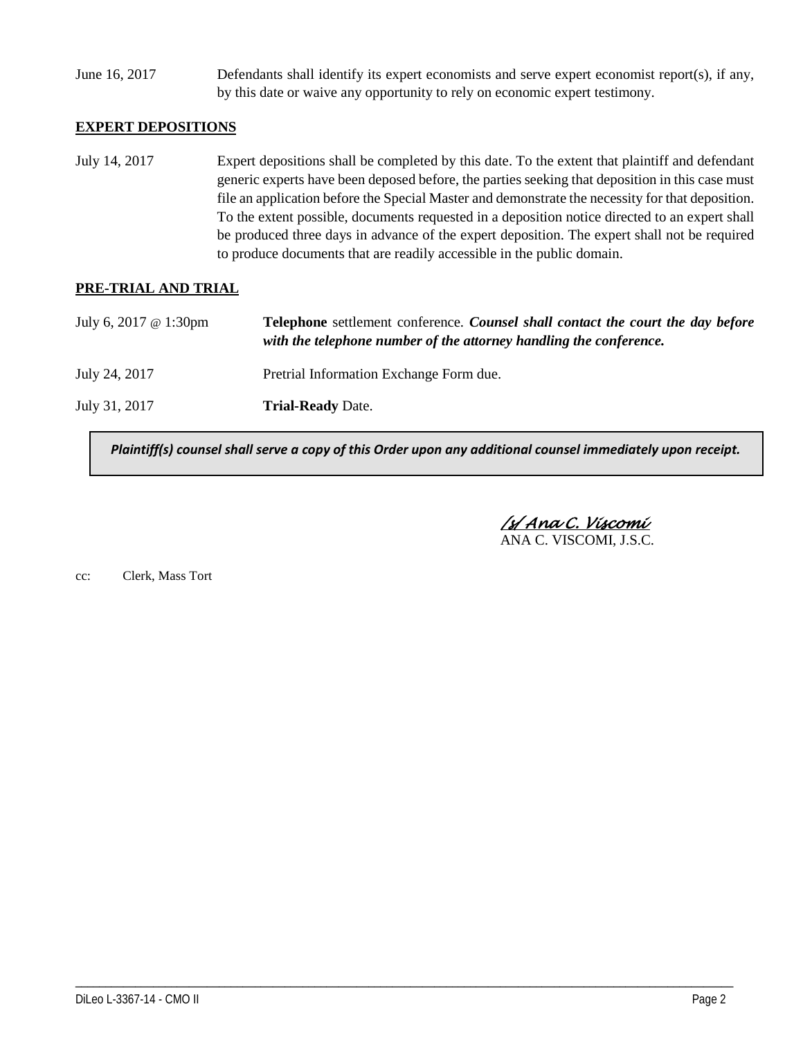June 16, 2017 Defendants shall identify its expert economists and serve expert economist report(s), if any, by this date or waive any opportunity to rely on economic expert testimony.

## EXPERT DEPOSITIONS

July 14, 2017 Expert depositions shall be completed by this date. To the extent that plaintiff and defendant generic experts have been deposed before, the parties seeking that deposition in this case must file an application before the Special Master and demonstrate the necessity for that deposition. To the extent possible, documents requested in a deposition notice directed to an expert shall be produced three days in advance of the expert deposition. The expert shall not be required to produce documents that are readily accessible in the public domain.

## PRE-TRIAL AND TRIAL

July 6, 2017 @ 1:30pm **Telephone** settlement conference. ***Counsel shall contact the court the day before with the telephone number of the attorney handling the conference.***

July 24, 2017 Pretrial Information Exchange Form due.

July 31, 2017 **Trial-Ready** Date.

***Plaintiff(s) counsel shall serve a copy of this Order upon any additional counsel immediately upon receipt.***

*/s/ Ana C. Viscomi*
ANA C. VISCOMI, J.S.C.

cc: Clerk, Mass Tort